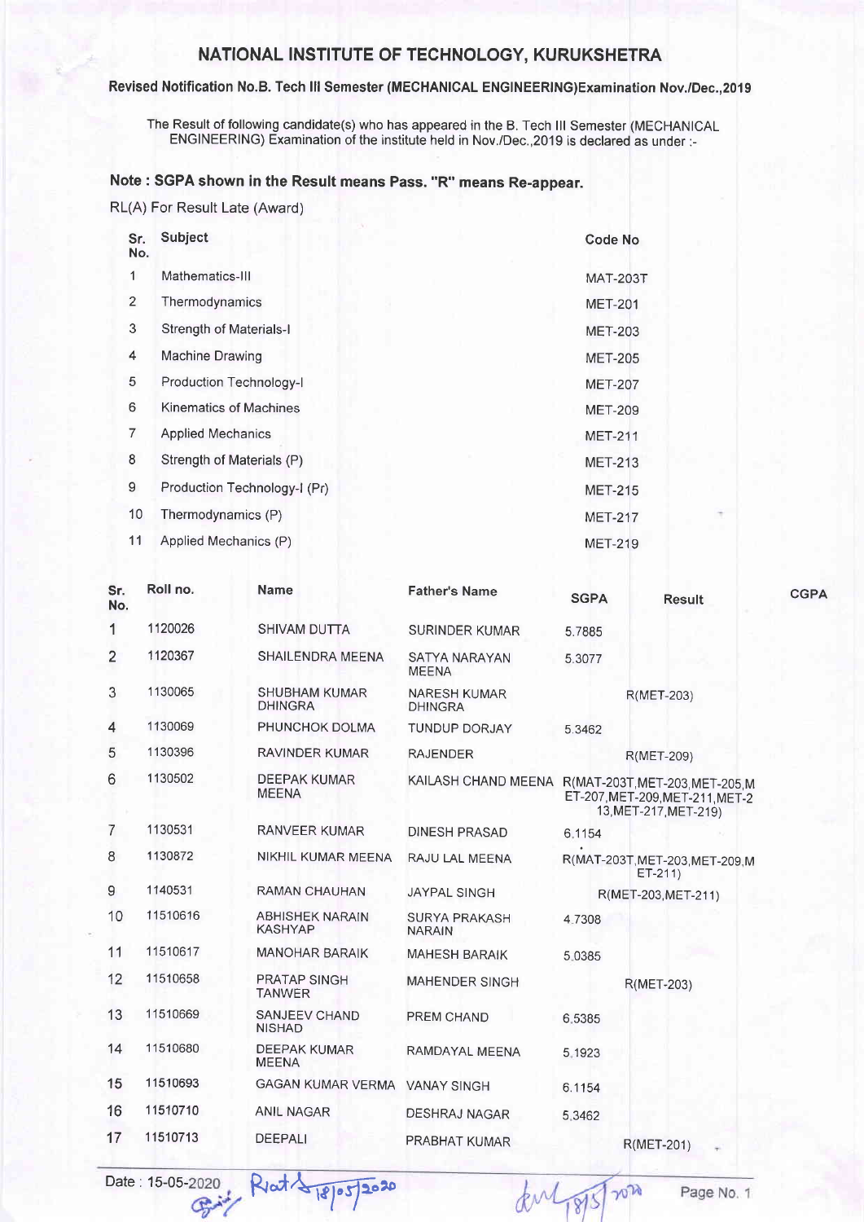# NATIONAL INSTITUTE OF TECHNOLOGY, KURUKSHETRA

## Revised Notification No.B. Tech III Semester (MECHANICAL ENGINEERING)Examination Nov./Dec.,2019

The Result of following candidate(s) who has appeared in the B. Tech III Semester (MECHANICAL ENGINEERING) Examination of the institute held in Nov./Dec.,2019 is declared as under :-

**Note : SGPA shown in the Result means Pass. "R" means Re-appear.**

RL(A) For Result Late (Award)

| Sr. No. | Subject | Code No |
|---|---|---|
| 1 | Mathematics-III | MAT-203T |
| 2 | Thermodynamics | MET-201 |
| 3 | Strength of Materials-I | MET-203 |
| 4 | Machine Drawing | MET-205 |
| 5 | Production Technology-I | MET-207 |
| 6 | Kinematics of Machines | MET-209 |
| 7 | Applied Mechanics | MET-211 |
| 8 | Strength of Materials (P) | MET-213 |
| 9 | Production Technology-I (Pr) | MET-215 |
| 10 | Thermodynamics (P) | MET-217 |
| 11 | Applied Mechanics (P) | MET-219 |

| Sr. No. | Roll no. | Name | Father's Name | SGPA | Result | CGPA |
|---|---|---|---|---|---|---|
| 1 | 1120026 | SHIVAM DUTTA | SURINDER KUMAR | 5.7885 | | |
| 2 | 1120367 | SHAILENDRA MEENA | SATYA NARAYAN MEENA | 5.3077 | | |
| 3 | 1130065 | SHUBHAM KUMAR DHINGRA | NARESH KUMAR DHINGRA | | R(MET-203) | |
| 4 | 1130069 | PHUNCHOK DOLMA | TUNDUP DORJAY | 5.3462 | | |
| 5 | 1130396 | RAVINDER KUMAR | RAJENDER | | R(MET-209) | |
| 6 | 1130502 | DEEPAK KUMAR MEENA | KAILASH CHAND MEENA | | R(MAT-203T,MET-203,MET-205,MET-207,MET-209,MET-211,MET-213,MET-217,MET-219) | |
| 7 | 1130531 | RANVEER KUMAR | DINESH PRASAD | 6.1154 | | |
| 8 | 1130872 | NIKHIL KUMAR MEENA | RAJU LAL MEENA | | R(MAT-203T,MET-203,MET-209,MET-211) | |
| 9 | 1140531 | RAMAN CHAUHAN | JAYPAL SINGH | | R(MET-203,MET-211) | |
| 10 | 11510616 | ABHISHEK NARAIN KASHYAP | SURYA PRAKASH NARAIN | 4.7308 | | |
| 11 | 11510617 | MANOHAR BARAIK | MAHESH BARAIK | 5.0385 | | |
| 12 | 11510658 | PRATAP SINGH TANWER | MAHENDER SINGH | | R(MET-203) | |
| 13 | 11510669 | SANJEEV CHAND NISHAD | PREM CHAND | 6.5385 | | |
| 14 | 11510680 | DEEPAK KUMAR MEENA | RAMDAYAL MEENA | 5.1923 | | |
| 15 | 11510693 | GAGAN KUMAR VERMA | VANAY SINGH | 6.1154 | | |
| 16 | 11510710 | ANIL NAGAR | DESHRAJ NAGAR | 5.3462 | | |
| 17 | 11510713 | DEEPALI | PRABHAT KUMAR | | R(MET-201) | |

Date : 15-05-2020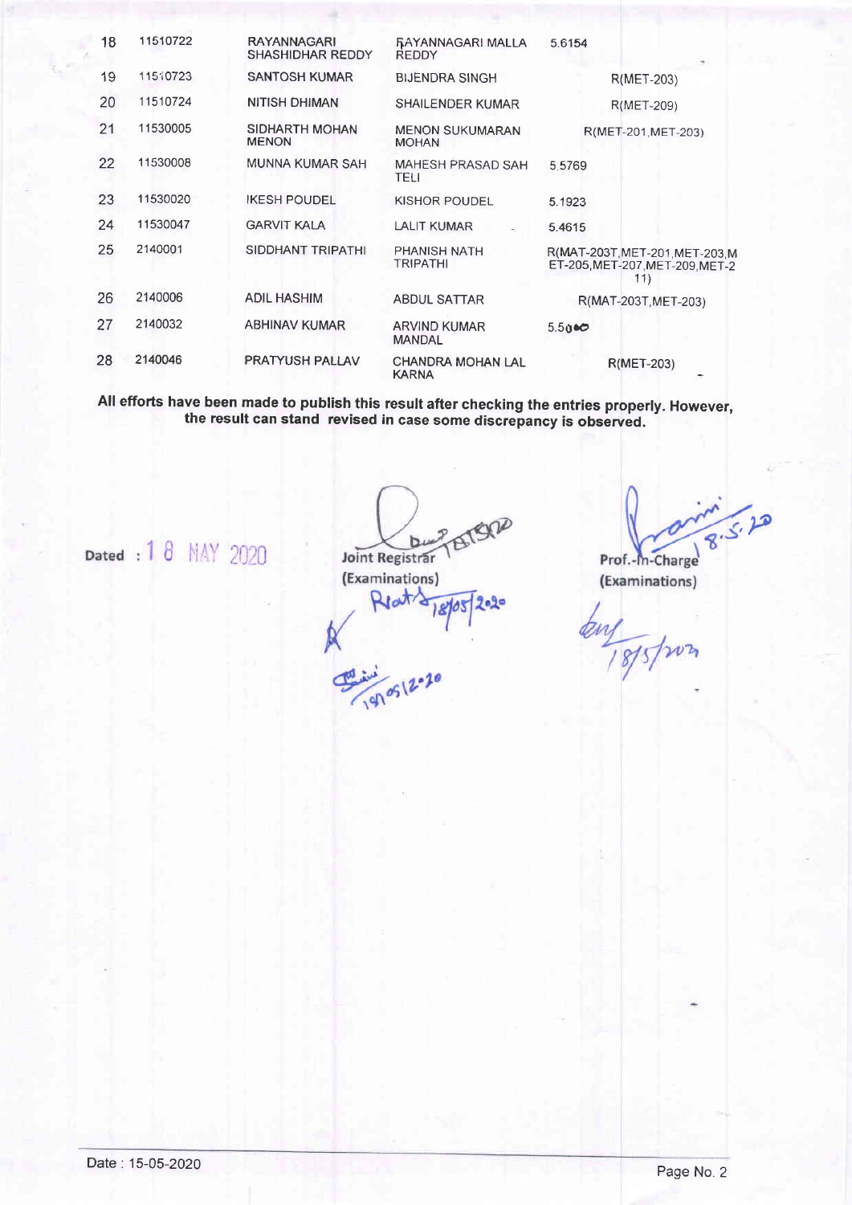| | | | | |
|---|---|---|---|---|
| 18 | 11510722 | RAYANNAGARI SHASHIDHAR REDDY | RAYANNAGARI MALLA REDDY | 5.6154 |
| 19 | 11510723 | SANTOSH KUMAR | BIJENDRA SINGH | R(MET-203) |
| 20 | 11510724 | NITISH DHIMAN | SHAILENDER KUMAR | R(MET-209) |
| 21 | 11530005 | SIDHARTH MOHAN MENON | MENON SUKUMARAN MOHAN | R(MET-201,MET-203) |
| 22 | 11530008 | MUNNA KUMAR SAH | MAHESH PRASAD SAH TELI | 5.5769 |
| 23 | 11530020 | IKESH POUDEL | KISHOR POUDEL | 5.1923 |
| 24 | 11530047 | GARVIT KALA | LALIT KUMAR | 5.4615 |
| 25 | 2140001 | SIDDHANT TRIPATHI | PHANISH NATH TRIPATHI | R(MAT-203T,MET-201,MET-203,MET-205,MET-207,MET-209,MET-211) |
| 26 | 2140006 | ADIL HASHIM | ABDUL SATTAR | R(MAT-203T,MET-203) |
| 27 | 2140032 | ABHINAV KUMAR | ARVIND KUMAR MANDAL | 5.5000 |
| 28 | 2140046 | PRATYUSH PALLAV | CHANDRA MOHAN LAL KARNA | R(MET-203) |

**All efforts have been made to publish this result after checking the entries properly. However, the result can stand revised in case some discrepancy is observed.**

Dated : 18 MAY 2020

Joint Registrar
(Examinations)

Prof.-In-Charge
(Examinations)

Date : 15-05-2020